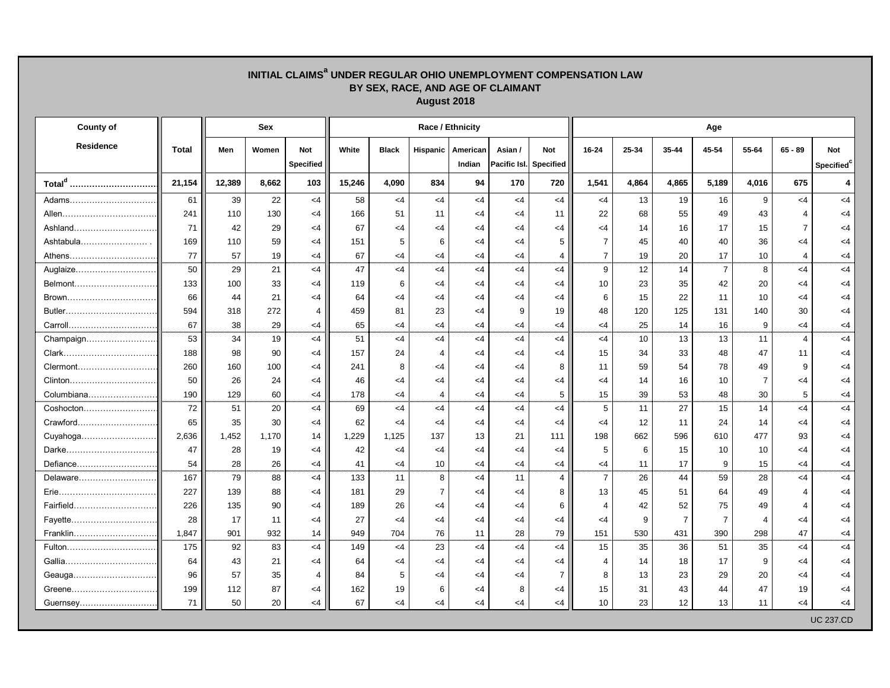# INITIAL CLAIMS[a] UNDER REGULAR OHIO UNEMPLOYMENT COMPENSATION LAW
## BY SEX, RACE, AND AGE OF CLAIMANT
### August 2018

| County of Residence | Total | Sex | | | Race / Ethnicity | | | | | | Age | | | | | | |
|---|---|---|---|---|---|---|---|---|---|---|---|---|---|---|---|---|---|
| | | Men | Women | Not Specified | White | Black | Hispanic | American Indian | Asian / Pacific Isl. | Not Specified | 16-24 | 25-34 | 35-44 | 45-54 | 55-64 | 65 - 89 | Not Specified[c] |
| **Total[d]** | **21,154** | **12,389** | **8,662** | **103** | **15,246** | **4,090** | **834** | **94** | **170** | **720** | **1,541** | **4,864** | **4,865** | **5,189** | **4,016** | **675** | **4** |
| Adams | 61 | 39 | 22 | <4 | 58 | <4 | <4 | <4 | <4 | <4 | <4 | 13 | 19 | 16 | 9 | <4 | <4 |
| Allen | 241 | 110 | 130 | <4 | 166 | 51 | 11 | <4 | <4 | 11 | 22 | 68 | 55 | 49 | 43 | 4 | <4 |
| Ashland | 71 | 42 | 29 | <4 | 67 | <4 | <4 | <4 | <4 | <4 | <4 | 14 | 16 | 17 | 15 | 7 | <4 |
| Ashtabula | 169 | 110 | 59 | <4 | 151 | 5 | 6 | <4 | <4 | 5 | 7 | 45 | 40 | 40 | 36 | <4 | <4 |
| Athens | 77 | 57 | 19 | <4 | 67 | <4 | <4 | <4 | <4 | 4 | 7 | 19 | 20 | 17 | 10 | 4 | <4 |
| Auglaize | 50 | 29 | 21 | <4 | 47 | <4 | <4 | <4 | <4 | <4 | 9 | 12 | 14 | 7 | 8 | <4 | <4 |
| Belmont | 133 | 100 | 33 | <4 | 119 | 6 | <4 | <4 | <4 | <4 | 10 | 23 | 35 | 42 | 20 | <4 | <4 |
| Brown | 66 | 44 | 21 | <4 | 64 | <4 | <4 | <4 | <4 | <4 | 6 | 15 | 22 | 11 | 10 | <4 | <4 |
| Butler | 594 | 318 | 272 | 4 | 459 | 81 | 23 | <4 | 9 | 19 | 48 | 120 | 125 | 131 | 140 | 30 | <4 |
| Carroll | 67 | 38 | 29 | <4 | 65 | <4 | <4 | <4 | <4 | <4 | <4 | 25 | 14 | 16 | 9 | <4 | <4 |
| Champaign | 53 | 34 | 19 | <4 | 51 | <4 | <4 | <4 | <4 | <4 | <4 | 10 | 13 | 13 | 11 | 4 | <4 |
| Clark | 188 | 98 | 90 | <4 | 157 | 24 | 4 | <4 | <4 | <4 | 15 | 34 | 33 | 48 | 47 | 11 | <4 |
| Clermont | 260 | 160 | 100 | <4 | 241 | 8 | <4 | <4 | <4 | 8 | 11 | 59 | 54 | 78 | 49 | 9 | <4 |
| Clinton | 50 | 26 | 24 | <4 | 46 | <4 | <4 | <4 | <4 | <4 | <4 | 14 | 16 | 10 | 7 | <4 | <4 |
| Columbiana | 190 | 129 | 60 | <4 | 178 | <4 | 4 | <4 | <4 | 5 | 15 | 39 | 53 | 48 | 30 | 5 | <4 |
| Coshocton | 72 | 51 | 20 | <4 | 69 | <4 | <4 | <4 | <4 | <4 | 5 | 11 | 27 | 15 | 14 | <4 | <4 |
| Crawford | 65 | 35 | 30 | <4 | 62 | <4 | <4 | <4 | <4 | <4 | <4 | 12 | 11 | 24 | 14 | <4 | <4 |
| Cuyahoga | 2,636 | 1,452 | 1,170 | 14 | 1,229 | 1,125 | 137 | 13 | 21 | 111 | 198 | 662 | 596 | 610 | 477 | 93 | <4 |
| Darke | 47 | 28 | 19 | <4 | 42 | <4 | <4 | <4 | <4 | <4 | 5 | 6 | 15 | 10 | 10 | <4 | <4 |
| Defiance | 54 | 28 | 26 | <4 | 41 | <4 | 10 | <4 | <4 | <4 | <4 | 11 | 17 | 9 | 15 | <4 | <4 |
| Delaware | 167 | 79 | 88 | <4 | 133 | 11 | 8 | <4 | 11 | 4 | 7 | 26 | 44 | 59 | 28 | <4 | <4 |
| Erie | 227 | 139 | 88 | <4 | 181 | 29 | 7 | <4 | <4 | 8 | 13 | 45 | 51 | 64 | 49 | 4 | <4 |
| Fairfield | 226 | 135 | 90 | <4 | 189 | 26 | <4 | <4 | <4 | 6 | 4 | 42 | 52 | 75 | 49 | 4 | <4 |
| Fayette | 28 | 17 | 11 | <4 | 27 | <4 | <4 | <4 | <4 | <4 | <4 | 9 | 7 | 7 | 4 | <4 | <4 |
| Franklin | 1,847 | 901 | 932 | 14 | 949 | 704 | 76 | 11 | 28 | 79 | 151 | 530 | 431 | 390 | 298 | 47 | <4 |
| Fulton | 175 | 92 | 83 | <4 | 149 | <4 | 23 | <4 | <4 | <4 | 15 | 35 | 36 | 51 | 35 | <4 | <4 |
| Gallia | 64 | 43 | 21 | <4 | 64 | <4 | <4 | <4 | <4 | <4 | 4 | 14 | 18 | 17 | 9 | <4 | <4 |
| Geauga | 96 | 57 | 35 | 4 | 84 | 5 | <4 | <4 | <4 | 7 | 8 | 13 | 23 | 29 | 20 | <4 | <4 |
| Greene | 199 | 112 | 87 | <4 | 162 | 19 | 6 | <4 | 8 | <4 | 15 | 31 | 43 | 44 | 47 | 19 | <4 |
| Guernsey | 71 | 50 | 20 | <4 | 67 | <4 | <4 | <4 | <4 | <4 | 10 | 23 | 12 | 13 | 11 | <4 | <4 |

UC 237.CD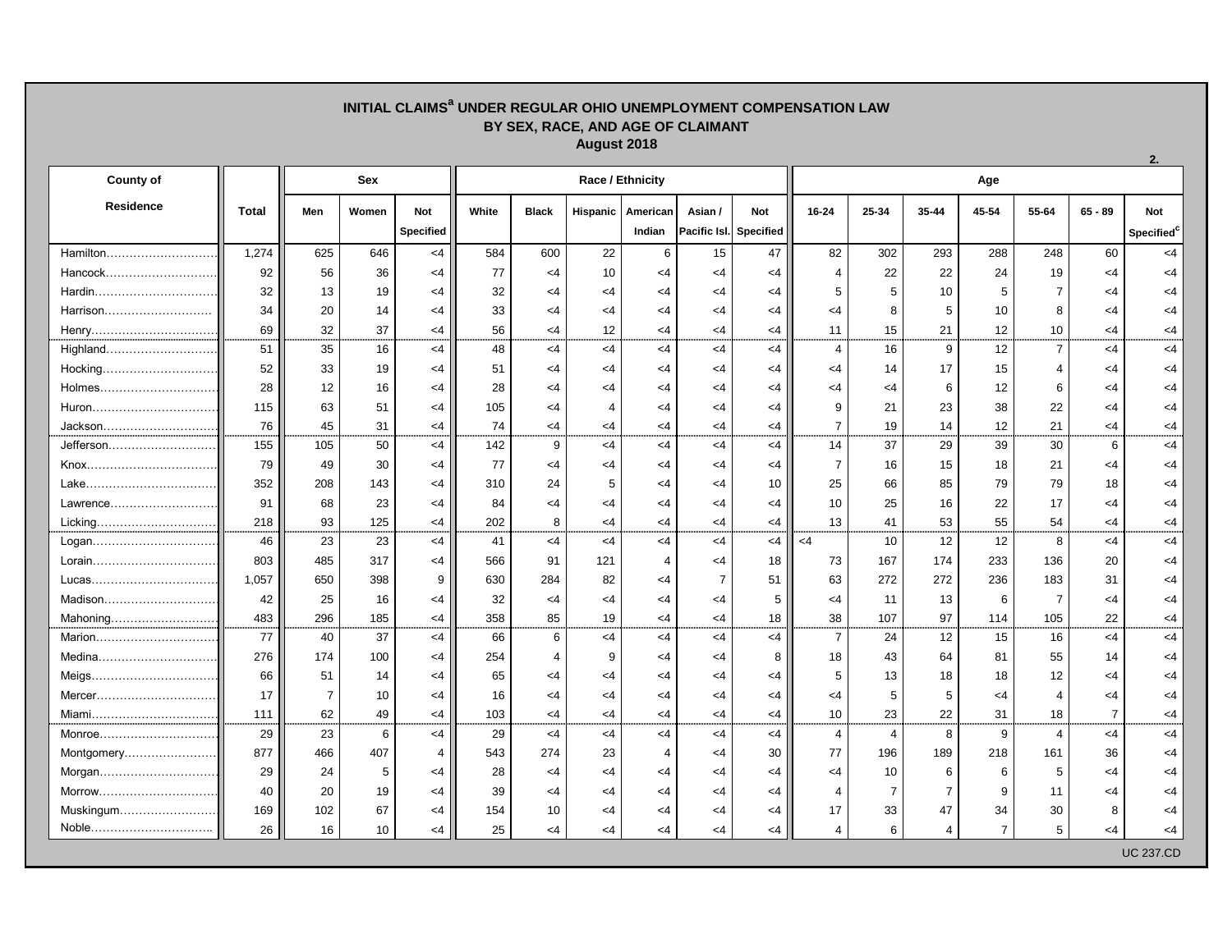# INITIAL CLAIMS[a] UNDER REGULAR OHIO UNEMPLOYMENT COMPENSATION LAW
## BY SEX, RACE, AND AGE OF CLAIMANT
### August 2018

2.

| County of Residence | Total | Sex | | | Race / Ethnicity | | | | | | Age | | | | | | |
|---|---|---|---|---|---|---|---|---|---|---|---|---|---|---|---|---|---|
| | | Men | Women | Not Specified | White | Black | Hispanic | American Indian | Asian / Pacific Isl. | Not Specified | 16-24 | 25-34 | 35-44 | 45-54 | 55-64 | 65 - 89 | Not Specified[c] |
| Hamilton | 1,274 | 625 | 646 | <4 | 584 | 600 | 22 | 6 | 15 | 47 | 82 | 302 | 293 | 288 | 248 | 60 | <4 |
| Hancock | 92 | 56 | 36 | <4 | 77 | <4 | 10 | <4 | <4 | <4 | 4 | 22 | 22 | 24 | 19 | <4 | <4 |
| Hardin | 32 | 13 | 19 | <4 | 32 | <4 | <4 | <4 | <4 | <4 | 5 | 5 | 10 | 5 | 7 | <4 | <4 |
| Harrison | 34 | 20 | 14 | <4 | 33 | <4 | <4 | <4 | <4 | <4 | <4 | 8 | 5 | 10 | 8 | <4 | <4 |
| Henry | 69 | 32 | 37 | <4 | 56 | <4 | 12 | <4 | <4 | <4 | 11 | 15 | 21 | 12 | 10 | <4 | <4 |
| Highland | 51 | 35 | 16 | <4 | 48 | <4 | <4 | <4 | <4 | <4 | 4 | 16 | 9 | 12 | 7 | <4 | <4 |
| Hocking | 52 | 33 | 19 | <4 | 51 | <4 | <4 | <4 | <4 | <4 | <4 | 14 | 17 | 15 | 4 | <4 | <4 |
| Holmes | 28 | 12 | 16 | <4 | 28 | <4 | <4 | <4 | <4 | <4 | <4 | <4 | 6 | 12 | 6 | <4 | <4 |
| Huron | 115 | 63 | 51 | <4 | 105 | <4 | 4 | <4 | <4 | <4 | 9 | 21 | 23 | 38 | 22 | <4 | <4 |
| Jackson | 76 | 45 | 31 | <4 | 74 | <4 | <4 | <4 | <4 | <4 | 7 | 19 | 14 | 12 | 21 | <4 | <4 |
| Jefferson | 155 | 105 | 50 | <4 | 142 | 9 | <4 | <4 | <4 | <4 | 14 | 37 | 29 | 39 | 30 | 6 | <4 |
| Knox | 79 | 49 | 30 | <4 | 77 | <4 | <4 | <4 | <4 | <4 | 7 | 16 | 15 | 18 | 21 | <4 | <4 |
| Lake | 352 | 208 | 143 | <4 | 310 | 24 | 5 | <4 | <4 | 10 | 25 | 66 | 85 | 79 | 79 | 18 | <4 |
| Lawrence | 91 | 68 | 23 | <4 | 84 | <4 | <4 | <4 | <4 | <4 | 10 | 25 | 16 | 22 | 17 | <4 | <4 |
| Licking | 218 | 93 | 125 | <4 | 202 | 8 | <4 | <4 | <4 | <4 | 13 | 41 | 53 | 55 | 54 | <4 | <4 |
| Logan | 46 | 23 | 23 | <4 | 41 | <4 | <4 | <4 | <4 | <4 | <4 | 10 | 12 | 12 | 8 | <4 | <4 |
| Lorain | 803 | 485 | 317 | <4 | 566 | 91 | 121 | 4 | <4 | 18 | 73 | 167 | 174 | 233 | 136 | 20 | <4 |
| Lucas | 1,057 | 650 | 398 | 9 | 630 | 284 | 82 | <4 | 7 | 51 | 63 | 272 | 272 | 236 | 183 | 31 | <4 |
| Madison | 42 | 25 | 16 | <4 | 32 | <4 | <4 | <4 | <4 | 5 | <4 | 11 | 13 | 6 | 7 | <4 | <4 |
| Mahoning | 483 | 296 | 185 | <4 | 358 | 85 | 19 | <4 | <4 | 18 | 38 | 107 | 97 | 114 | 105 | 22 | <4 |
| Marion | 77 | 40 | 37 | <4 | 66 | 6 | <4 | <4 | <4 | <4 | 7 | 24 | 12 | 15 | 16 | <4 | <4 |
| Medina | 276 | 174 | 100 | <4 | 254 | 4 | 9 | <4 | <4 | 8 | 18 | 43 | 64 | 81 | 55 | 14 | <4 |
| Meigs | 66 | 51 | 14 | <4 | 65 | <4 | <4 | <4 | <4 | <4 | 5 | 13 | 18 | 18 | 12 | <4 | <4 |
| Mercer | 17 | 7 | 10 | <4 | 16 | <4 | <4 | <4 | <4 | <4 | <4 | 5 | 5 | <4 | 4 | <4 | <4 |
| Miami | 111 | 62 | 49 | <4 | 103 | <4 | <4 | <4 | <4 | <4 | 10 | 23 | 22 | 31 | 18 | 7 | <4 |
| Monroe | 29 | 23 | 6 | <4 | 29 | <4 | <4 | <4 | <4 | <4 | 4 | 4 | 8 | 9 | 4 | <4 | <4 |
| Montgomery | 877 | 466 | 407 | 4 | 543 | 274 | 23 | 4 | <4 | 30 | 77 | 196 | 189 | 218 | 161 | 36 | <4 |
| Morgan | 29 | 24 | 5 | <4 | 28 | <4 | <4 | <4 | <4 | <4 | <4 | 10 | 6 | 6 | 5 | <4 | <4 |
| Morrow | 40 | 20 | 19 | <4 | 39 | <4 | <4 | <4 | <4 | <4 | 4 | 7 | 7 | 9 | 11 | <4 | <4 |
| Muskingum | 169 | 102 | 67 | <4 | 154 | 10 | <4 | <4 | <4 | <4 | 17 | 33 | 47 | 34 | 30 | 8 | <4 |
| Noble | 26 | 16 | 10 | <4 | 25 | <4 | <4 | <4 | <4 | <4 | 4 | 6 | 4 | 7 | 5 | <4 | <4 |

UC 237.CD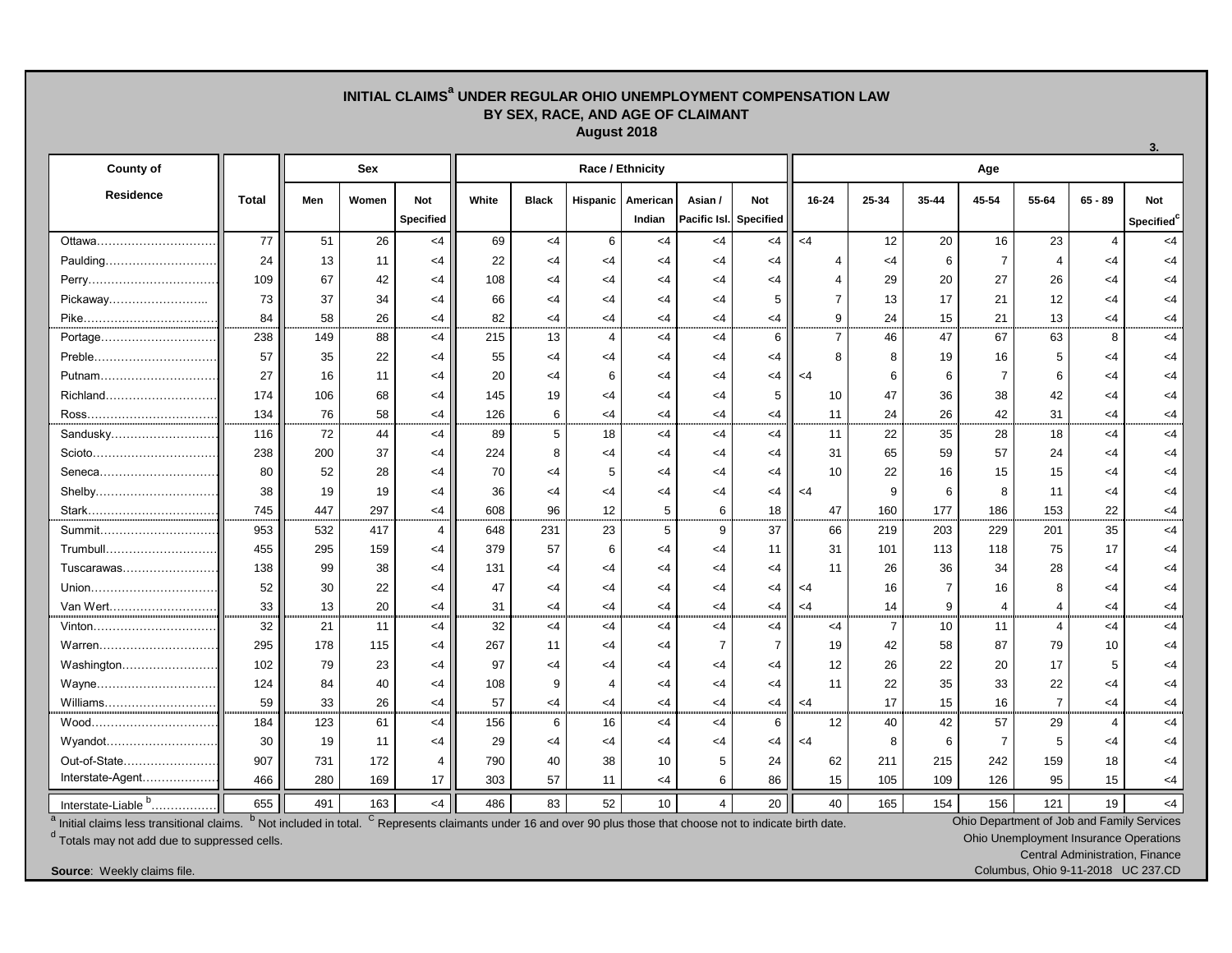# INITIAL CLAIMS[a] UNDER REGULAR OHIO UNEMPLOYMENT COMPENSATION LAW
## BY SEX, RACE, AND AGE OF CLAIMANT
### August 2018

3.

| County of Residence | Total | Sex | | | Race / Ethnicity | | | | | | Age | | | | | | |
|---|---|---|---|---|---|---|---|---|---|---|---|---|---|---|---|---|---|
| | | Men | Women | Not Specified | White | Black | Hispanic | American Indian | Asian / Pacific Isl. | Not Specified | 16-24 | 25-34 | 35-44 | 45-54 | 55-64 | 65 - 89 | Not Specified[c] |
| Ottawa | 77 | 51 | 26 | <4 | 69 | <4 | 6 | <4 | <4 | <4 | <4 | 12 | 20 | 16 | 23 | 4 | <4 |
| Paulding | 24 | 13 | 11 | <4 | 22 | <4 | <4 | <4 | <4 | <4 | 4 | <4 | 6 | 7 | 4 | <4 | <4 |
| Perry | 109 | 67 | 42 | <4 | 108 | <4 | <4 | <4 | <4 | <4 | 4 | 29 | 20 | 27 | 26 | <4 | <4 |
| Pickaway | 73 | 37 | 34 | <4 | 66 | <4 | <4 | <4 | <4 | 5 | 7 | 13 | 17 | 21 | 12 | <4 | <4 |
| Pike | 84 | 58 | 26 | <4 | 82 | <4 | <4 | <4 | <4 | <4 | 9 | 24 | 15 | 21 | 13 | <4 | <4 |
| Portage | 238 | 149 | 88 | <4 | 215 | 13 | 4 | <4 | <4 | 6 | 7 | 46 | 47 | 67 | 63 | 8 | <4 |
| Preble | 57 | 35 | 22 | <4 | 55 | <4 | <4 | <4 | <4 | <4 | 8 | 8 | 19 | 16 | 5 | <4 | <4 |
| Putnam | 27 | 16 | 11 | <4 | 20 | <4 | 6 | <4 | <4 | <4 | <4 | 6 | 6 | 7 | 6 | <4 | <4 |
| Richland | 174 | 106 | 68 | <4 | 145 | 19 | <4 | <4 | <4 | 5 | 10 | 47 | 36 | 38 | 42 | <4 | <4 |
| Ross | 134 | 76 | 58 | <4 | 126 | 6 | <4 | <4 | <4 | <4 | 11 | 24 | 26 | 42 | 31 | <4 | <4 |
| Sandusky | 116 | 72 | 44 | <4 | 89 | 5 | 18 | <4 | <4 | <4 | 11 | 22 | 35 | 28 | 18 | <4 | <4 |
| Scioto | 238 | 200 | 37 | <4 | 224 | 8 | <4 | <4 | <4 | <4 | 31 | 65 | 59 | 57 | 24 | <4 | <4 |
| Seneca | 80 | 52 | 28 | <4 | 70 | <4 | 5 | <4 | <4 | <4 | 10 | 22 | 16 | 15 | 15 | <4 | <4 |
| Shelby | 38 | 19 | 19 | <4 | 36 | <4 | <4 | <4 | <4 | <4 | <4 | 9 | 6 | 8 | 11 | <4 | <4 |
| Stark | 745 | 447 | 297 | <4 | 608 | 96 | 12 | 5 | 6 | 18 | 47 | 160 | 177 | 186 | 153 | 22 | <4 |
| Summit | 953 | 532 | 417 | 4 | 648 | 231 | 23 | 5 | 9 | 37 | 66 | 219 | 203 | 229 | 201 | 35 | <4 |
| Trumbull | 455 | 295 | 159 | <4 | 379 | 57 | 6 | <4 | <4 | 11 | 31 | 101 | 113 | 118 | 75 | 17 | <4 |
| Tuscarawas | 138 | 99 | 38 | <4 | 131 | <4 | <4 | <4 | <4 | <4 | 11 | 26 | 36 | 34 | 28 | <4 | <4 |
| Union | 52 | 30 | 22 | <4 | 47 | <4 | <4 | <4 | <4 | <4 | <4 | 16 | 7 | 16 | 8 | <4 | <4 |
| Van Wert | 33 | 13 | 20 | <4 | 31 | <4 | <4 | <4 | <4 | <4 | <4 | 14 | 9 | 4 | 4 | <4 | <4 |
| Vinton | 32 | 21 | 11 | <4 | 32 | <4 | <4 | <4 | <4 | <4 | <4 | 7 | 10 | 11 | 4 | <4 | <4 |
| Warren | 295 | 178 | 115 | <4 | 267 | 11 | <4 | <4 | 7 | 7 | 19 | 42 | 58 | 87 | 79 | 10 | <4 |
| Washington | 102 | 79 | 23 | <4 | 97 | <4 | <4 | <4 | <4 | <4 | 12 | 26 | 22 | 20 | 17 | 5 | <4 |
| Wayne | 124 | 84 | 40 | <4 | 108 | 9 | 4 | <4 | <4 | <4 | 11 | 22 | 35 | 33 | 22 | <4 | <4 |
| Williams | 59 | 33 | 26 | <4 | 57 | <4 | <4 | <4 | <4 | <4 | <4 | 17 | 15 | 16 | 7 | <4 | <4 |
| Wood | 184 | 123 | 61 | <4 | 156 | 6 | 16 | <4 | <4 | 6 | 12 | 40 | 42 | 57 | 29 | 4 | <4 |
| Wyandot | 30 | 19 | 11 | <4 | 29 | <4 | <4 | <4 | <4 | <4 | <4 | 8 | 6 | 7 | 5 | <4 | <4 |
| Out-of-State | 907 | 731 | 172 | 4 | 790 | 40 | 38 | 10 | 5 | 24 | 62 | 211 | 215 | 242 | 159 | 18 | <4 |
| Interstate-Agent | 466 | 280 | 169 | 17 | 303 | 57 | 11 | <4 | 6 | 86 | 15 | 105 | 109 | 126 | 95 | 15 | <4 |
| Interstate-Liable[b] | 655 | 491 | 163 | <4 | 486 | 83 | 52 | 10 | 4 | 20 | 40 | 165 | 154 | 156 | 121 | 19 | <4 |

[a] Initial claims less transitional claims. [b] Not included in total. [c] Represents claimants under 16 and over 90 plus those that choose not to indicate birth date.

[d] Totals may not add due to suppressed cells.

**Source**: Weekly claims file.

Ohio Department of Job and Family Services
Ohio Unemployment Insurance Operations
Central Administration, Finance
Columbus, Ohio 9-11-2018 UC 237.CD